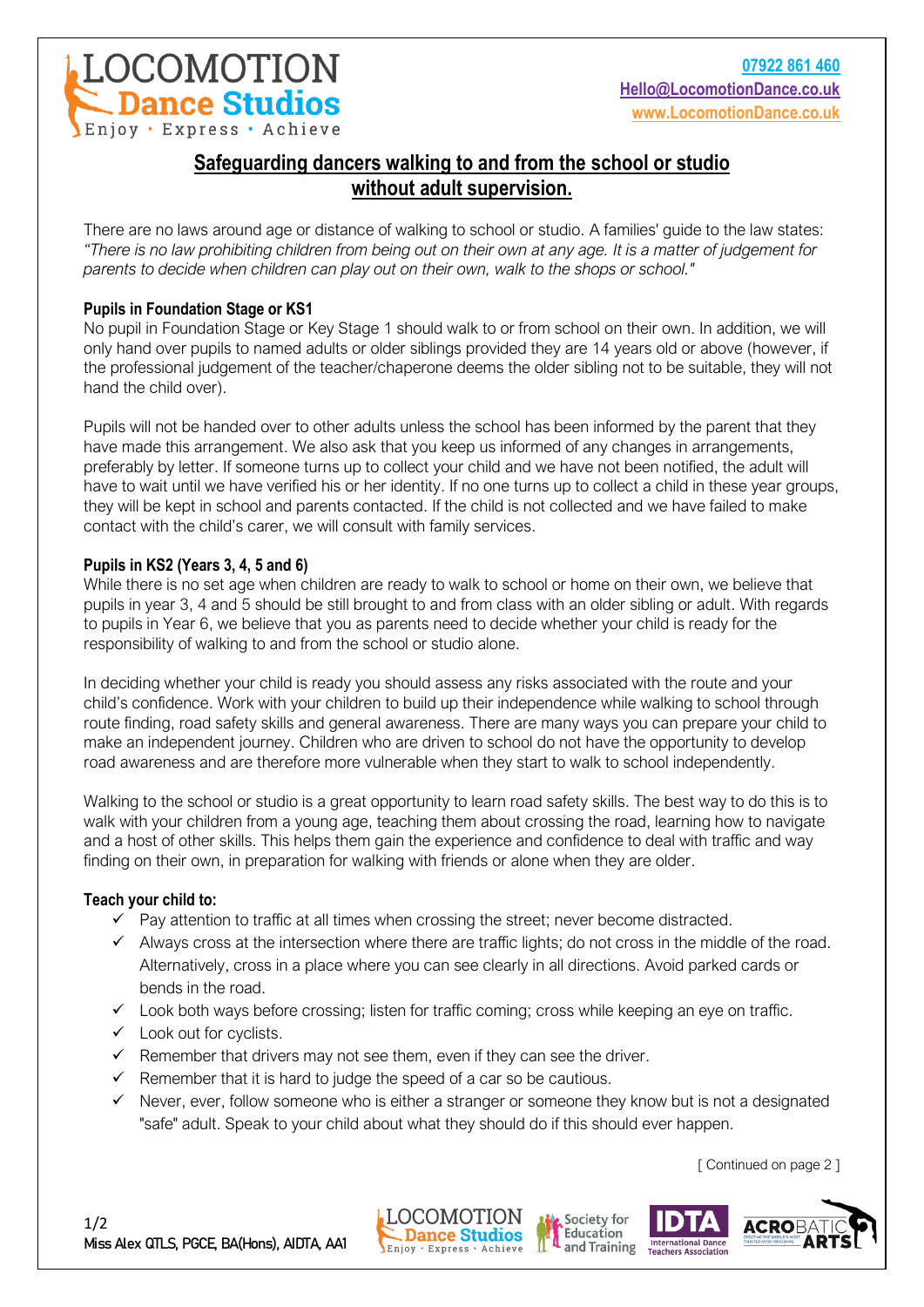LOCOMOTION **Dance Studios**
Enjoy · Express · Achieve

07922 861 460
Hello@LocomotionDance.co.uk
www.LocomotionDance.co.uk

# Safeguarding dancers walking to and from the school or studio without adult supervision.

There are no laws around age or distance of walking to school or studio. A families' guide to the law states: *"There is no law prohibiting children from being out on their own at any age. It is a matter of judgement for parents to decide when children can play out on their own, walk to the shops or school."*

### Pupils in Foundation Stage or KS1

No pupil in Foundation Stage or Key Stage 1 should walk to or from school on their own. In addition, we will only hand over pupils to named adults or older siblings provided they are 14 years old or above (however, if the professional judgement of the teacher/chaperone deems the older sibling not to be suitable, they will not hand the child over).

Pupils will not be handed over to other adults unless the school has been informed by the parent that they have made this arrangement. We also ask that you keep us informed of any changes in arrangements, preferably by letter. If someone turns up to collect your child and we have not been notified, the adult will have to wait until we have verified his or her identity. If no one turns up to collect a child in these year groups, they will be kept in school and parents contacted. If the child is not collected and we have failed to make contact with the child's carer, we will consult with family services.

### Pupils in KS2 (Years 3, 4, 5 and 6)

While there is no set age when children are ready to walk to school or home on their own, we believe that pupils in year 3, 4 and 5 should be still brought to and from class with an older sibling or adult. With regards to pupils in Year 6, we believe that you as parents need to decide whether your child is ready for the responsibility of walking to and from the school or studio alone.

In deciding whether your child is ready you should assess any risks associated with the route and your child's confidence. Work with your children to build up their independence while walking to school through route finding, road safety skills and general awareness. There are many ways you can prepare your child to make an independent journey. Children who are driven to school do not have the opportunity to develop road awareness and are therefore more vulnerable when they start to walk to school independently.

Walking to the school or studio is a great opportunity to learn road safety skills. The best way to do this is to walk with your children from a young age, teaching them about crossing the road, learning how to navigate and a host of other skills. This helps them gain the experience and confidence to deal with traffic and way finding on their own, in preparation for walking with friends or alone when they are older.

### Teach your child to:

- ✓ Pay attention to traffic at all times when crossing the street; never become distracted.
- ✓ Always cross at the intersection where there are traffic lights; do not cross in the middle of the road. Alternatively, cross in a place where you can see clearly in all directions. Avoid parked cards or bends in the road.
- ✓ Look both ways before crossing; listen for traffic coming; cross while keeping an eye on traffic.
- ✓ Look out for cyclists.
- ✓ Remember that drivers may not see them, even if they can see the driver.
- ✓ Remember that it is hard to judge the speed of a car so be cautious.
- ✓ Never, ever, follow someone who is either a stranger or someone they know but is not a designated "safe" adult. Speak to your child about what they should do if this should ever happen.

[ Continued on page 2 ]

Miss Alex QTLS, PGCE, BA(Hons), AIDTA, AA1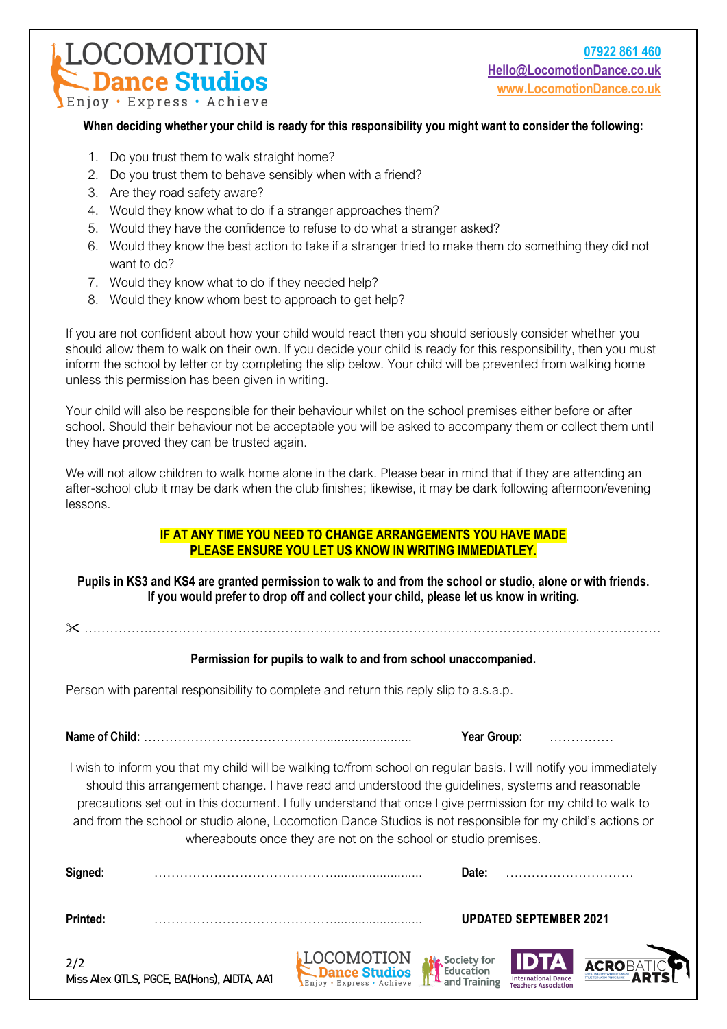LOCOMOTION Dance Studios
Enjoy • Express • Achieve

07922 861 460
Hello@LocomotionDance.co.uk
www.LocomotionDance.co.uk

**When deciding whether your child is ready for this responsibility you might want to consider the following:**

1. Do you trust them to walk straight home?
2. Do you trust them to behave sensibly when with a friend?
3. Are they road safety aware?
4. Would they know what to do if a stranger approaches them?
5. Would they have the confidence to refuse to do what a stranger asked?
6. Would they know the best action to take if a stranger tried to make them do something they did not want to do?
7. Would they know what to do if they needed help?
8. Would they know whom best to approach to get help?

If you are not confident about how your child would react then you should seriously consider whether you should allow them to walk on their own. If you decide your child is ready for this responsibility, then you must inform the school by letter or by completing the slip below. Your child will be prevented from walking home unless this permission has been given in writing.

Your child will also be responsible for their behaviour whilst on the school premises either before or after school. Should their behaviour not be acceptable you will be asked to accompany them or collect them until they have proved they can be trusted again.

We will not allow children to walk home alone in the dark. Please bear in mind that if they are attending an after-school club it may be dark when the club finishes; likewise, it may be dark following afternoon/evening lessons.

**IF AT ANY TIME YOU NEED TO CHANGE ARRANGEMENTS YOU HAVE MADE PLEASE ENSURE YOU LET US KNOW IN WRITING IMMEDIATLEY.**

**Pupils in KS3 and KS4 are granted permission to walk to and from the school or studio, alone or with friends. If you would prefer to drop off and collect your child, please let us know in writing.**

✂ ……………………………………………………………………………………………………………………

**Permission for pupils to walk to and from school unaccompanied.**

Person with parental responsibility to complete and return this reply slip to a.s.a.p.

**Name of Child:** ……………………………………………………………… **Year Group:** ……………

I wish to inform you that my child will be walking to/from school on regular basis. I will notify you immediately should this arrangement change. I have read and understood the guidelines, systems and reasonable precautions set out in this document. I fully understand that once I give permission for my child to walk to and from the school or studio alone, Locomotion Dance Studios is not responsible for my child's actions or whereabouts once they are not on the school or studio premises.

**Signed:** ……………………………………………………………… **Date:** …………………………

**Printed:** ………………………………………………………………

**UPDATED SEPTEMBER 2021**

Miss Alex QTLS, PGCE, BA(Hons), AIDTA, AA1